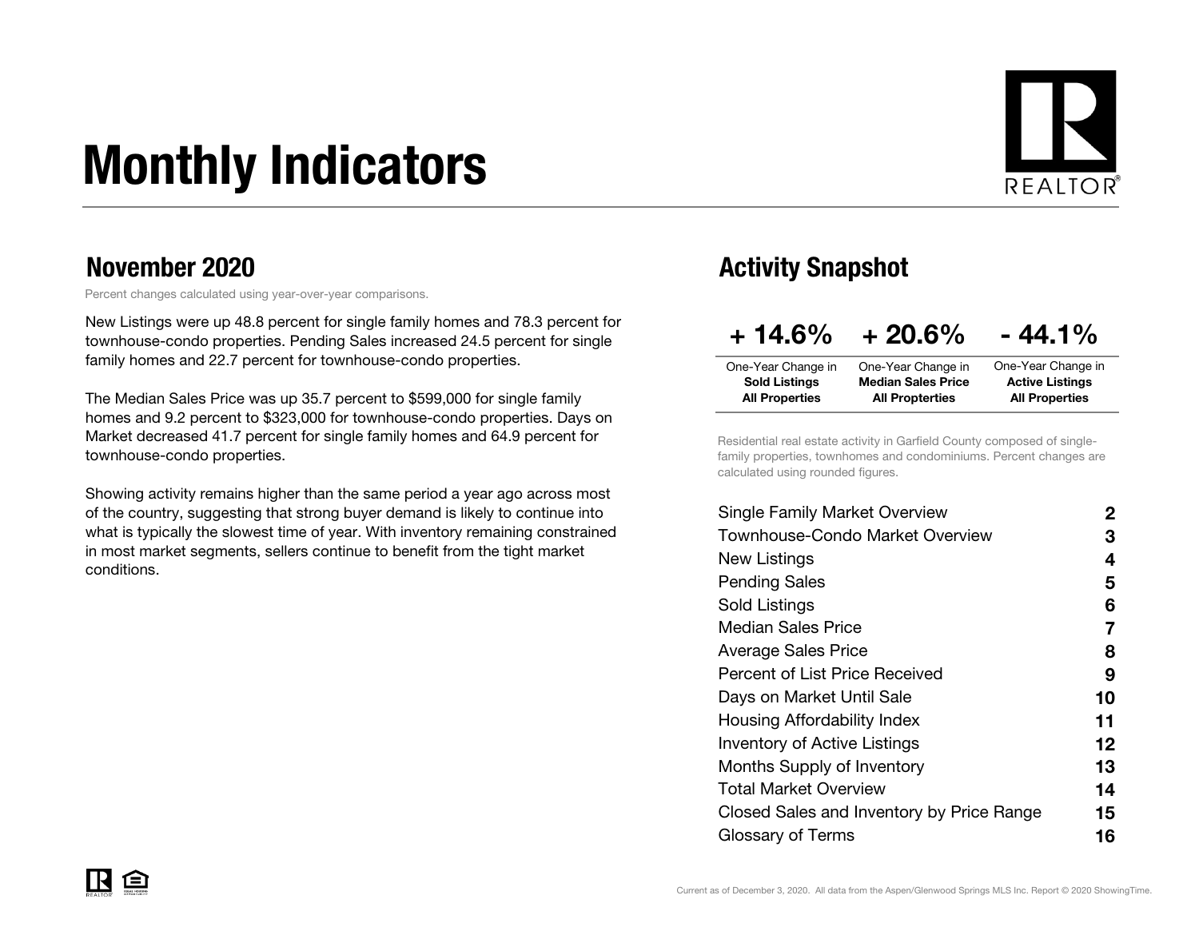# Monthly Indicators

## November 2020

Percent changes calculated using year-over-year comparisons.

New Listings were up 48.8 percent for single family homes and 78.3 percent for townhouse-condo properties. Pending Sales increased 24.5 percent for single family homes and 22.7 percent for townhouse-condo properties.

The Median Sales Price was up 35.7 percent to $599,000 for single family homes and 9.2 percent to $323,000 for townhouse-condo properties. Days on Market decreased 41.7 percent for single family homes and 64.9 percent for townhouse-condo properties.

Showing activity remains higher than the same period a year ago across most of the country, suggesting that strong buyer demand is likely to continue into what is typically the slowest time of year. With inventory remaining constrained in most market segments, sellers continue to benefit from the tight market conditions.

## Activity Snapshot

| + 14.6% | + 20.6% | - 44.1% |
|---|---|---|
| One-Year Change in **Sold Listings All Properties** | One-Year Change in **Median Sales Price All Properties** | One-Year Change in **Active Listings All Properties** |

Residential real estate activity in Garfield County composed of single-family properties, townhomes and condominiums. Percent changes are calculated using rounded figures.

| | |
|---|---|
| Single Family Market Overview | 2 |
| Townhouse-Condo Market Overview | 3 |
| New Listings | 4 |
| Pending Sales | 5 |
| Sold Listings | 6 |
| Median Sales Price | 7 |
| Average Sales Price | 8 |
| Percent of List Price Received | 9 |
| Days on Market Until Sale | 10 |
| Housing Affordability Index | 11 |
| Inventory of Active Listings | 12 |
| Months Supply of Inventory | 13 |
| Total Market Overview | 14 |
| Closed Sales and Inventory by Price Range | 15 |
| Glossary of Terms | 16 |

Current as of December 3, 2020. All data from the Aspen/Glenwood Springs MLS Inc. Report © 2020 ShowingTime.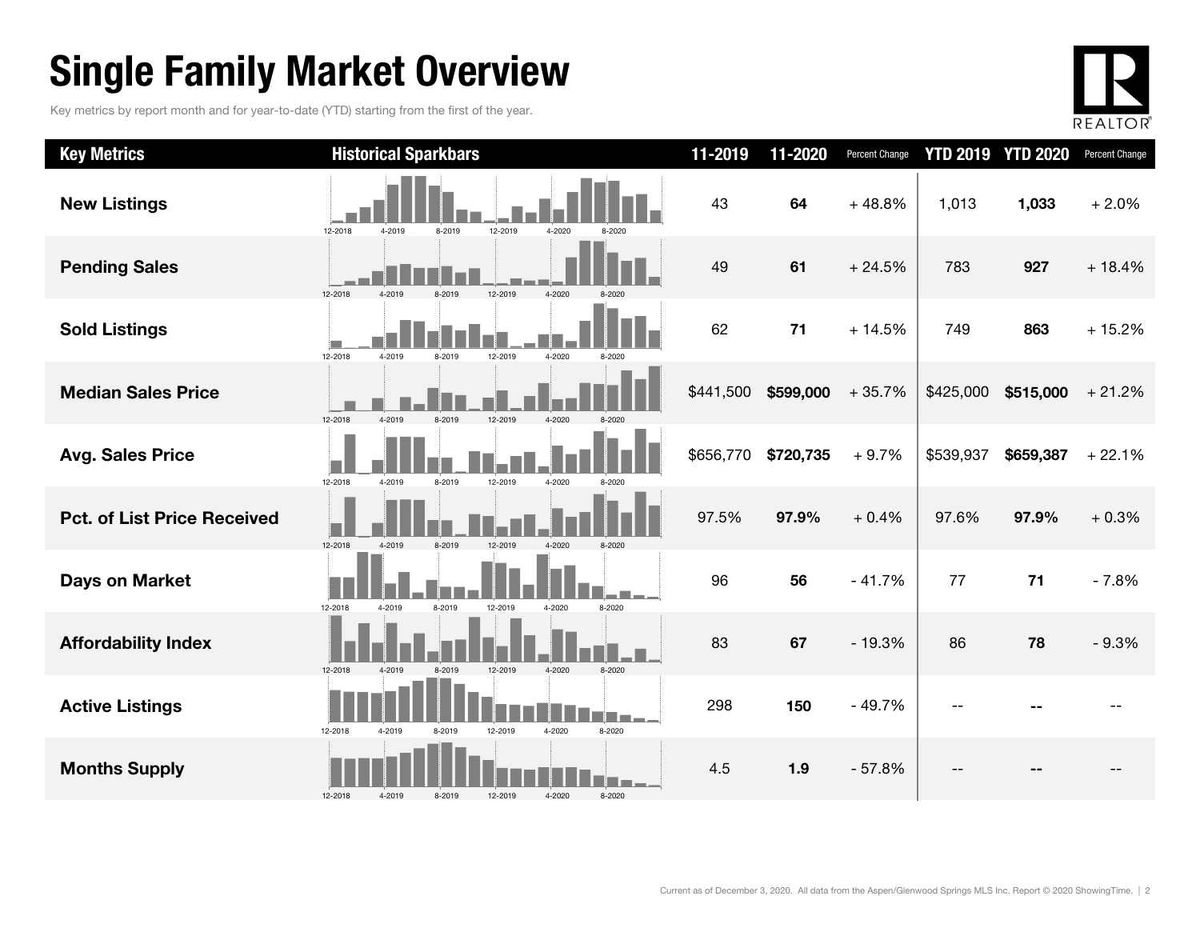# Single Family Market Overview

Key metrics by report month and for year-to-date (YTD) starting from the first of the year.

| Key Metrics | Historical Sparkbars | 11-2019 | 11-2020 | Percent Change | YTD 2019 | YTD 2020 | Percent Change |
|---|---|---|---|---|---|---|---|
| **New Listings** | 12-2018 4-2019 8-2019 12-2019 4-2020 8-2020 | 43 | **64** | + 48.8% | 1,013 | **1,033** | + 2.0% |
| **Pending Sales** | 12-2018 4-2019 8-2019 12-2019 4-2020 8-2020 | 49 | **61** | + 24.5% | 783 | **927** | + 18.4% |
| **Sold Listings** | 12-2018 4-2019 8-2019 12-2019 4-2020 8-2020 | 62 | **71** | + 14.5% | 749 | **863** | + 15.2% |
| **Median Sales Price** | 12-2018 4-2019 8-2019 12-2019 4-2020 8-2020 | $441,500 | **$599,000** | + 35.7% | $425,000 | **$515,000** | + 21.2% |
| **Avg. Sales Price** | 12-2018 4-2019 8-2019 12-2019 4-2020 8-2020 | $656,770 | **$720,735** | + 9.7% | $539,937 | **$659,387** | + 22.1% |
| **Pct. of List Price Received** | 12-2018 4-2019 8-2019 12-2019 4-2020 8-2020 | 97.5% | **97.9%** | + 0.4% | 97.6% | **97.9%** | + 0.3% |
| **Days on Market** | 12-2018 4-2019 8-2019 12-2019 4-2020 8-2020 | 96 | **56** | - 41.7% | 77 | **71** | - 7.8% |
| **Affordability Index** | 12-2018 4-2019 8-2019 12-2019 4-2020 8-2020 | 83 | **67** | - 19.3% | 86 | **78** | - 9.3% |
| **Active Listings** | 12-2018 4-2019 8-2019 12-2019 4-2020 8-2020 | 298 | **150** | - 49.7% | -- | **--** | -- |
| **Months Supply** | 12-2018 4-2019 8-2019 12-2019 4-2020 8-2020 | 4.5 | **1.9** | - 57.8% | -- | **--** | -- |

Current as of December 3, 2020. All data from the Aspen/Glenwood Springs MLS Inc. Report © 2020 ShowingTime.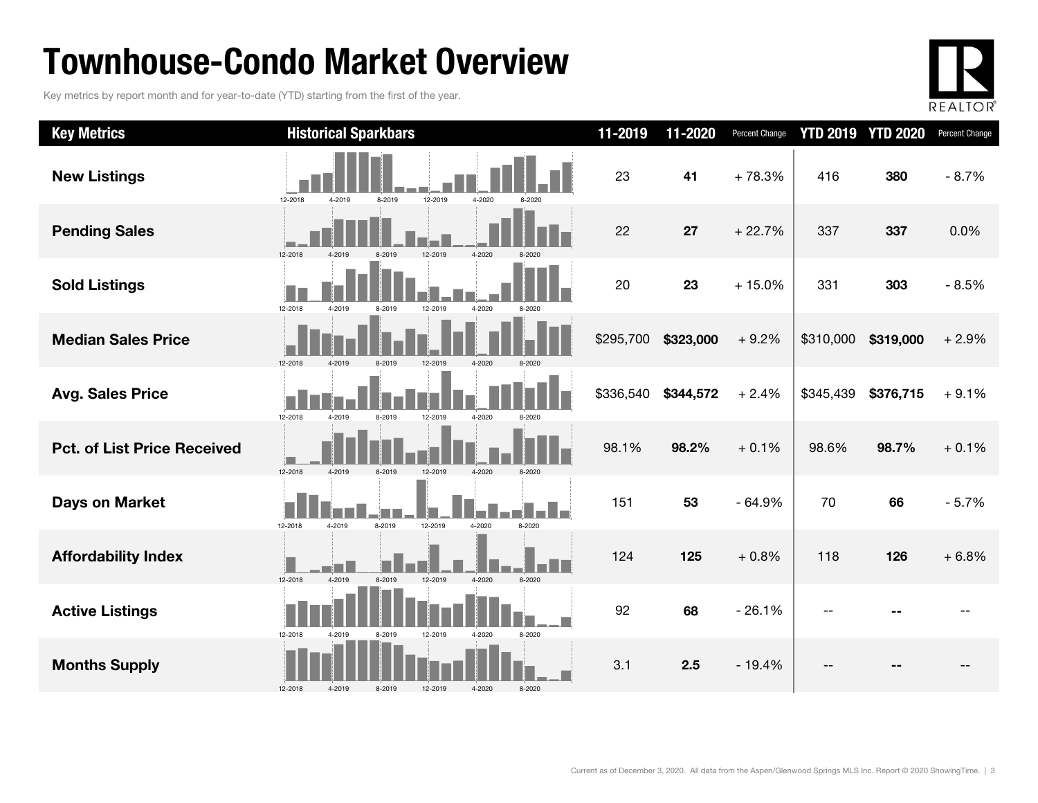# Townhouse-Condo Market Overview

Key metrics by report month and for year-to-date (YTD) starting from the first of the year.

| Key Metrics | Historical Sparkbars | 11-2019 | 11-2020 | Percent Change | YTD 2019 | YTD 2020 | Percent Change |
|---|---|---|---|---|---|---|---|
| **New Listings** | 12-2018 4-2019 8-2019 12-2019 4-2020 8-2020 | 23 | **41** | + 78.3% | 416 | **380** | - 8.7% |
| **Pending Sales** | 12-2018 4-2019 8-2019 12-2019 4-2020 8-2020 | 22 | **27** | + 22.7% | 337 | **337** | 0.0% |
| **Sold Listings** | 12-2018 4-2019 8-2019 12-2019 4-2020 8-2020 | 20 | **23** | + 15.0% | 331 | **303** | - 8.5% |
| **Median Sales Price** | 12-2018 4-2019 8-2019 12-2019 4-2020 8-2020 | $295,700 | **$323,000** | + 9.2% | $310,000 | **$319,000** | + 2.9% |
| **Avg. Sales Price** | 12-2018 4-2019 8-2019 12-2019 4-2020 8-2020 | $336,540 | **$344,572** | + 2.4% | $345,439 | **$376,715** | + 9.1% |
| **Pct. of List Price Received** | 12-2018 4-2019 8-2019 12-2019 4-2020 8-2020 | 98.1% | **98.2%** | + 0.1% | 98.6% | **98.7%** | + 0.1% |
| **Days on Market** | 12-2018 4-2019 8-2019 12-2019 4-2020 8-2020 | 151 | **53** | - 64.9% | 70 | **66** | - 5.7% |
| **Affordability Index** | 12-2018 4-2019 8-2019 12-2019 4-2020 8-2020 | 124 | **125** | + 0.8% | 118 | **126** | + 6.8% |
| **Active Listings** | 12-2018 4-2019 8-2019 12-2019 4-2020 8-2020 | 92 | **68** | - 26.1% | -- | **--** | -- |
| **Months Supply** | 12-2018 4-2019 8-2019 12-2019 4-2020 8-2020 | 3.1 | **2.5** | - 19.4% | -- | **--** | -- |

Current as of December 3, 2020. All data from the Aspen/Glenwood Springs MLS Inc. Report © 2020 ShowingTime.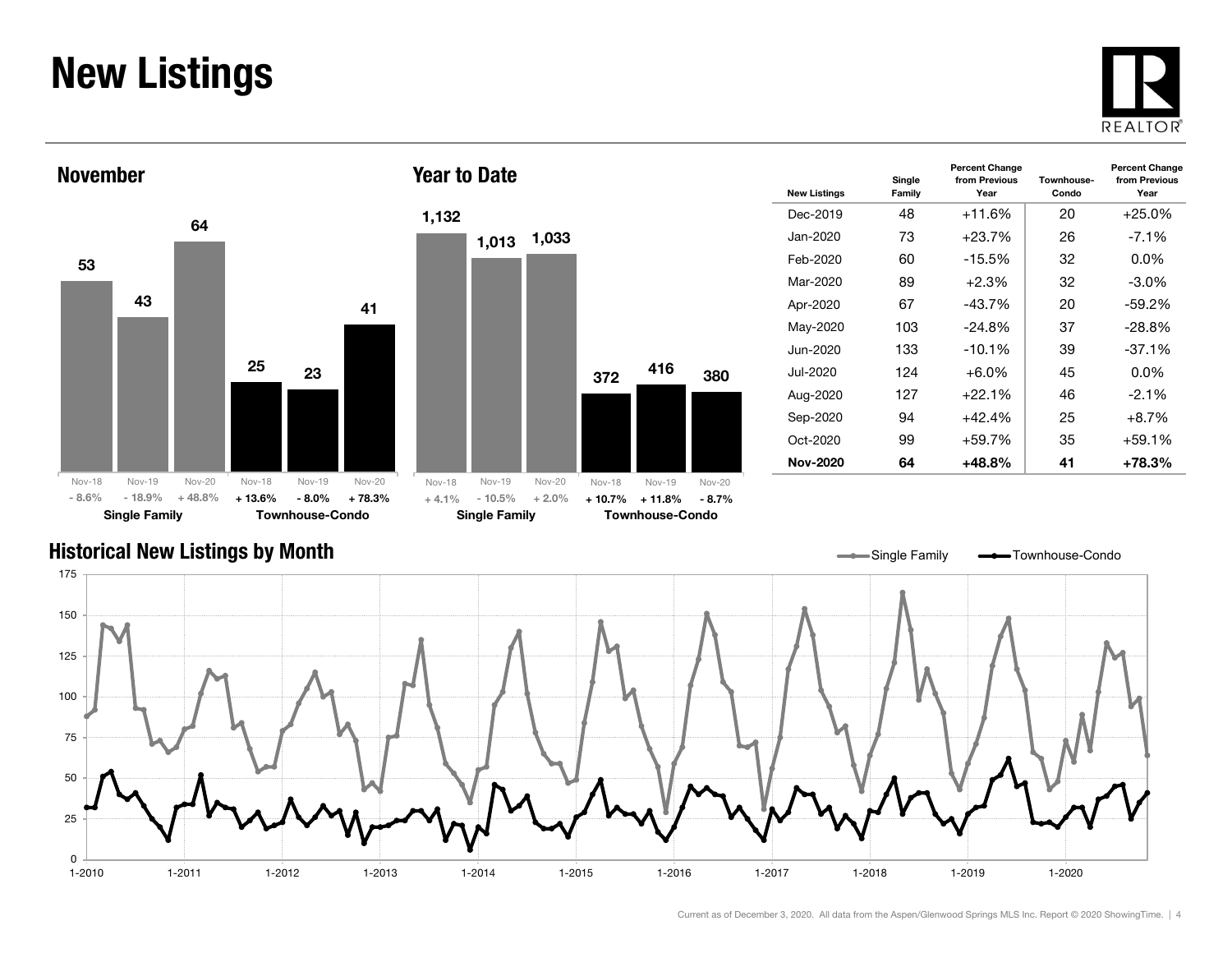# New Listings

## November

| | Nov-18 | Nov-19 | Nov-20 |
|---|---|---|---|
| Single Family | 53 | 43 | 64 |
| Percent Change | - 8.6% | - 18.9% | + 48.8% |
| Townhouse-Condo | 25 | 23 | 41 |
| Percent Change | + 13.6% | - 8.0% | + 78.3% |

## Year to Date

| | Nov-18 | Nov-19 | Nov-20 |
|---|---|---|---|
| Single Family | 1,132 | 1,013 | 1,033 |
| Percent Change | + 4.1% | - 10.5% | + 2.0% |
| Townhouse-Condo | 372 | 416 | 380 |
| Percent Change | + 10.7% | + 11.8% | - 8.7% |

| New Listings | Single Family | Percent Change from Previous Year | Townhouse-Condo | Percent Change from Previous Year |
|---|---|---|---|---|
| Dec-2019 | 48 | +11.6% | 20 | +25.0% |
| Jan-2020 | 73 | +23.7% | 26 | -7.1% |
| Feb-2020 | 60 | -15.5% | 32 | 0.0% |
| Mar-2020 | 89 | +2.3% | 32 | -3.0% |
| Apr-2020 | 67 | -43.7% | 20 | -59.2% |
| May-2020 | 103 | -24.8% | 37 | -28.8% |
| Jun-2020 | 133 | -10.1% | 39 | -37.1% |
| Jul-2020 | 124 | +6.0% | 45 | 0.0% |
| Aug-2020 | 127 | +22.1% | 46 | -2.1% |
| Sep-2020 | 94 | +42.4% | 25 | +8.7% |
| Oct-2020 | 99 | +59.7% | 35 | +59.1% |
| **Nov-2020** | **64** | **+48.8%** | **41** | **+78.3%** |

## Historical New Listings by Month

Single Family — Townhouse-Condo

Current as of December 3, 2020. All data from the Aspen/Glenwood Springs MLS Inc. Report © 2020 ShowingTime.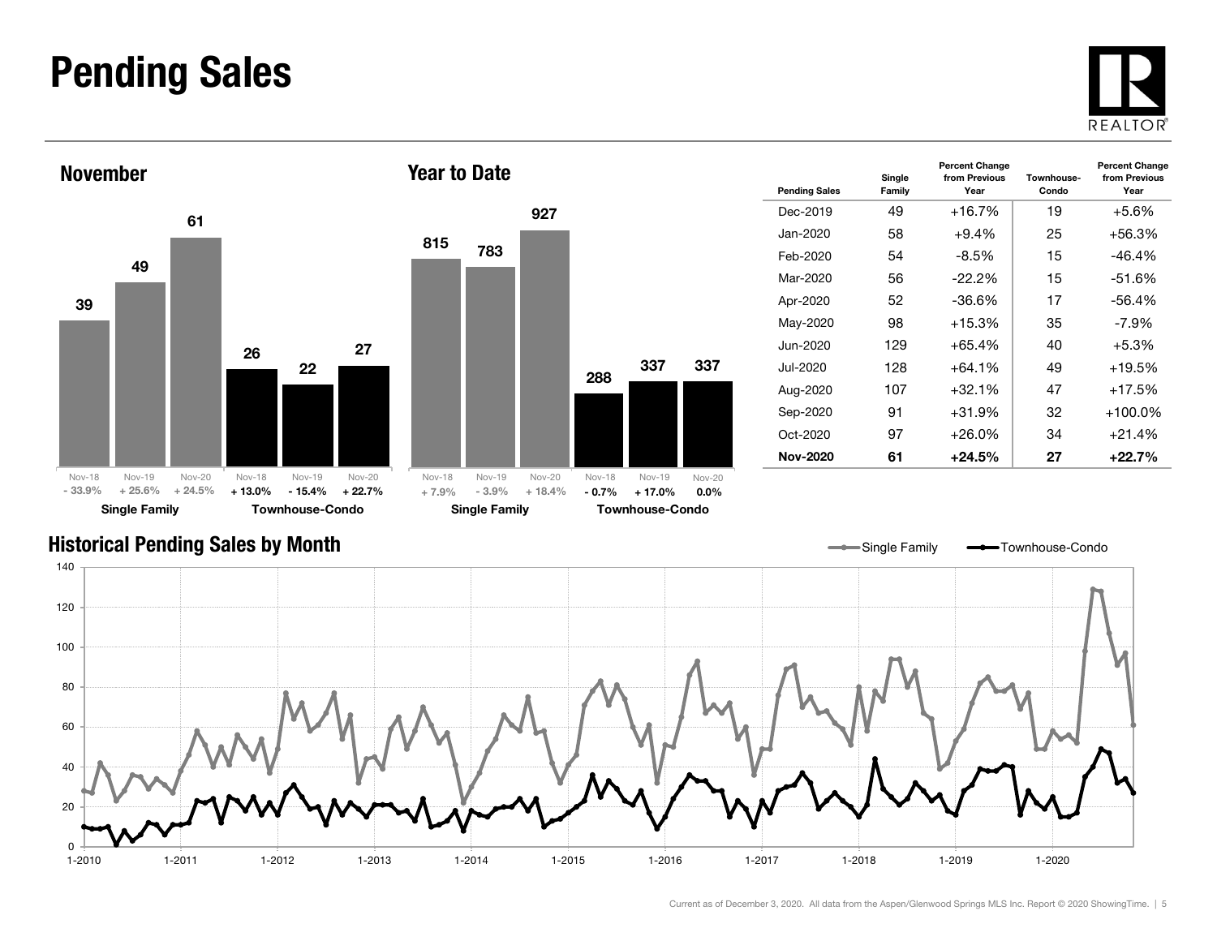# Pending Sales

## November

| | Nov-18 | Nov-19 | Nov-20 |
|---|---|---|---|
| Single Family | 39 | 49 | 61 |
| Percent Change | - 33.9% | + 25.6% | + 24.5% |
| Townhouse-Condo | 26 | 22 | 27 |
| Percent Change | + 13.0% | - 15.4% | + 22.7% |

## Year to Date

| | Nov-18 | Nov-19 | Nov-20 |
|---|---|---|---|
| Single Family | 815 | 783 | 927 |
| Percent Change | + 7.9% | - 3.9% | + 18.4% |
| Townhouse-Condo | 288 | 337 | 337 |
| Percent Change | - 0.7% | + 17.0% | 0.0% |

| Pending Sales | Single Family | Percent Change from Previous Year | Townhouse-Condo | Percent Change from Previous Year |
|---|---|---|---|---|
| Dec-2019 | 49 | +16.7% | 19 | +5.6% |
| Jan-2020 | 58 | +9.4% | 25 | +56.3% |
| Feb-2020 | 54 | -8.5% | 15 | -46.4% |
| Mar-2020 | 56 | -22.2% | 15 | -51.6% |
| Apr-2020 | 52 | -36.6% | 17 | -56.4% |
| May-2020 | 98 | +15.3% | 35 | -7.9% |
| Jun-2020 | 129 | +65.4% | 40 | +5.3% |
| Jul-2020 | 128 | +64.1% | 49 | +19.5% |
| Aug-2020 | 107 | +32.1% | 47 | +17.5% |
| Sep-2020 | 91 | +31.9% | 32 | +100.0% |
| Oct-2020 | 97 | +26.0% | 34 | +21.4% |
| **Nov-2020** | **61** | **+24.5%** | **27** | **+22.7%** |

## Historical Pending Sales by Month

Single Family — Townhouse-Condo

Current as of December 3, 2020. All data from the Aspen/Glenwood Springs MLS Inc. Report © 2020 ShowingTime.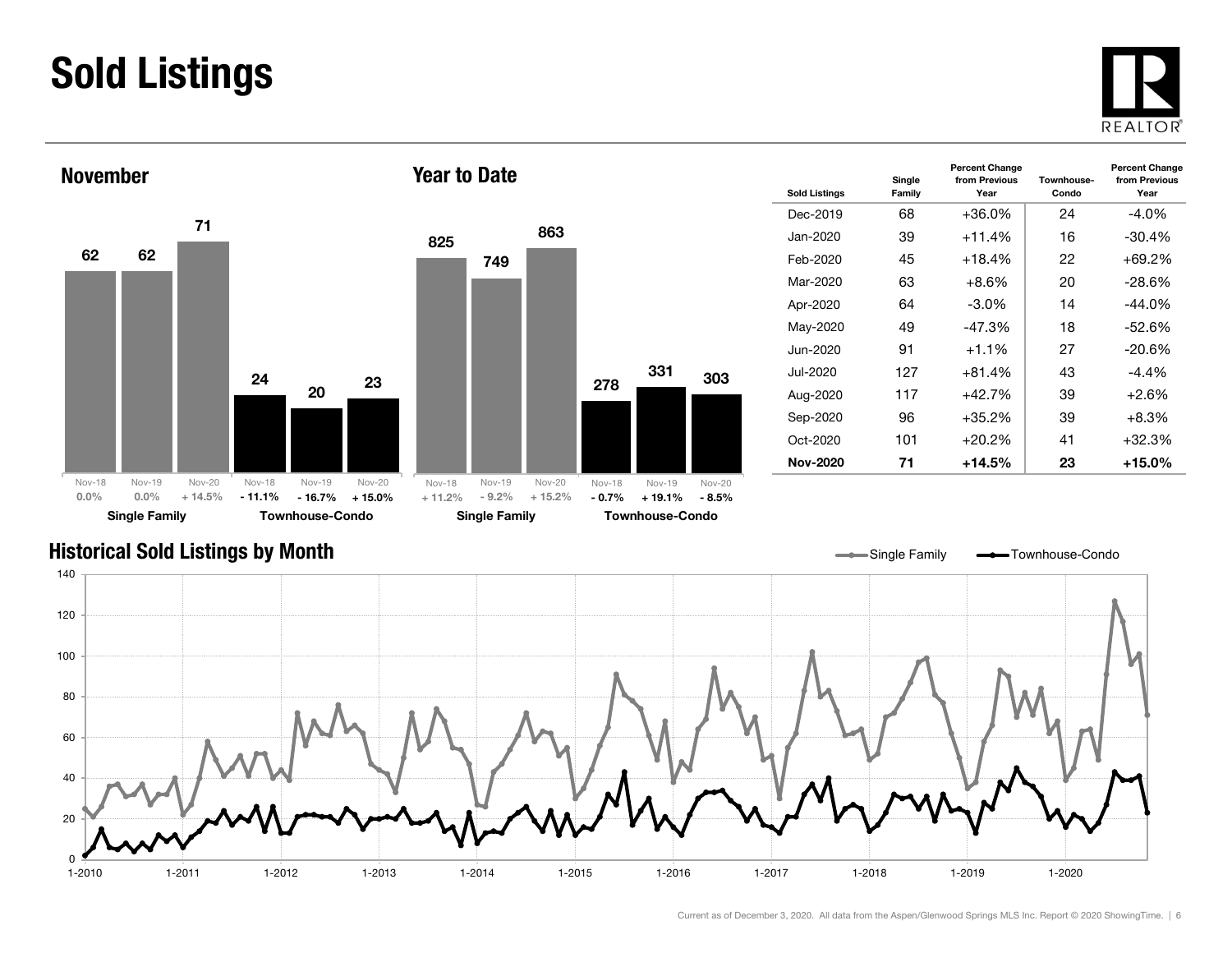# Sold Listings

## November

| | Nov-18 | Nov-19 | Nov-20 |
|---|---|---|---|
| Single Family | 62 | 62 | 71 |
| Percent Change | 0.0% | 0.0% | + 14.5% |
| Townhouse-Condo | 24 | 20 | 23 |
| Percent Change | - 11.1% | - 16.7% | + 15.0% |

## Year to Date

| | Nov-18 | Nov-19 | Nov-20 |
|---|---|---|---|
| Single Family | 825 | 749 | 863 |
| Percent Change | + 11.2% | - 9.2% | + 15.2% |
| Townhouse-Condo | 278 | 331 | 303 |
| Percent Change | - 0.7% | + 19.1% | - 8.5% |

| Sold Listings | Single Family | Percent Change from Previous Year | Townhouse-Condo | Percent Change from Previous Year |
|---|---|---|---|---|
| Dec-2019 | 68 | +36.0% | 24 | -4.0% |
| Jan-2020 | 39 | +11.4% | 16 | -30.4% |
| Feb-2020 | 45 | +18.4% | 22 | +69.2% |
| Mar-2020 | 63 | +8.6% | 20 | -28.6% |
| Apr-2020 | 64 | -3.0% | 14 | -44.0% |
| May-2020 | 49 | -47.3% | 18 | -52.6% |
| Jun-2020 | 91 | +1.1% | 27 | -20.6% |
| Jul-2020 | 127 | +81.4% | 43 | -4.4% |
| Aug-2020 | 117 | +42.7% | 39 | +2.6% |
| Sep-2020 | 96 | +35.2% | 39 | +8.3% |
| Oct-2020 | 101 | +20.2% | 41 | +32.3% |
| **Nov-2020** | **71** | **+14.5%** | **23** | **+15.0%** |

## Historical Sold Listings by Month

Current as of December 3, 2020. All data from the Aspen/Glenwood Springs MLS Inc. Report © 2020 ShowingTime.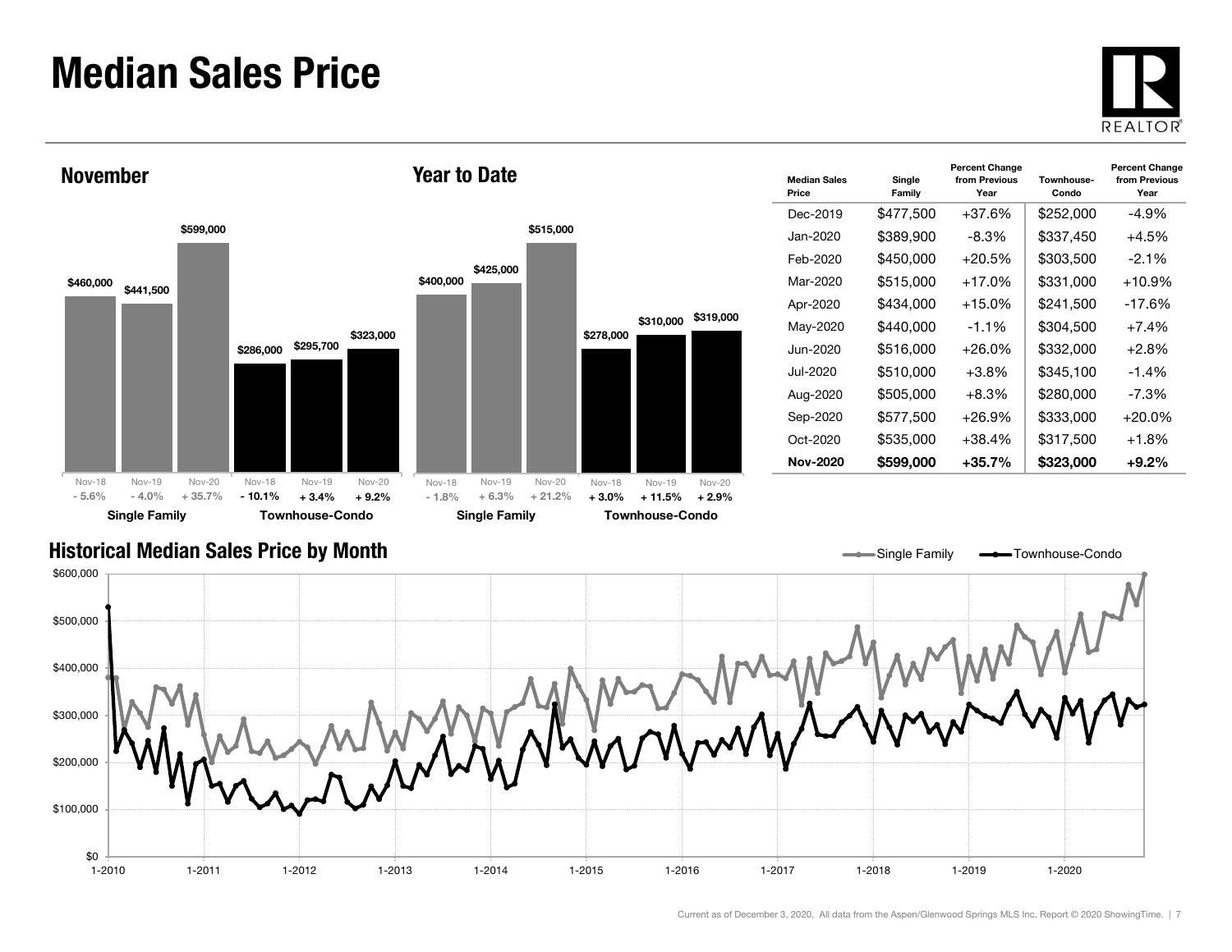# Median Sales Price

## November

| | Nov-18 | Nov-19 | Nov-20 |
|---|---|---|---|
| Single Family | $460,000 | $441,500 | $599,000 |
| Percent Change | - 5.6% | - 4.0% | + 35.7% |
| Townhouse-Condo | $286,000 | $295,700 | $323,000 |
| Percent Change | - 10.1% | + 3.4% | + 9.2% |

## Year to Date

| | Nov-18 | Nov-19 | Nov-20 |
|---|---|---|---|
| Single Family | $400,000 | $425,000 | $515,000 |
| Percent Change | - 1.8% | + 6.3% | + 21.2% |
| Townhouse-Condo | $278,000 | $310,000 | $319,000 |
| Percent Change | + 3.0% | + 11.5% | + 2.9% |

| Median Sales Price | Single Family | Percent Change from Previous Year | Townhouse-Condo | Percent Change from Previous Year |
|---|---|---|---|---|
| Dec-2019 | $477,500 | +37.6% | $252,000 | -4.9% |
| Jan-2020 | $389,900 | -8.3% | $337,450 | +4.5% |
| Feb-2020 | $450,000 | +20.5% | $303,500 | -2.1% |
| Mar-2020 | $515,000 | +17.0% | $331,000 | +10.9% |
| Apr-2020 | $434,000 | +15.0% | $241,500 | -17.6% |
| May-2020 | $440,000 | -1.1% | $304,500 | +7.4% |
| Jun-2020 | $516,000 | +26.0% | $332,000 | +2.8% |
| Jul-2020 | $510,000 | +3.8% | $345,100 | -1.4% |
| Aug-2020 | $505,000 | +8.3% | $280,000 | -7.3% |
| Sep-2020 | $577,500 | +26.9% | $333,000 | +20.0% |
| Oct-2020 | $535,000 | +38.4% | $317,500 | +1.8% |
| **Nov-2020** | **$599,000** | **+35.7%** | **$323,000** | **+9.2%** |

## Historical Median Sales Price by Month

Current as of December 3, 2020. All data from the Aspen/Glenwood Springs MLS Inc. Report © 2020 ShowingTime.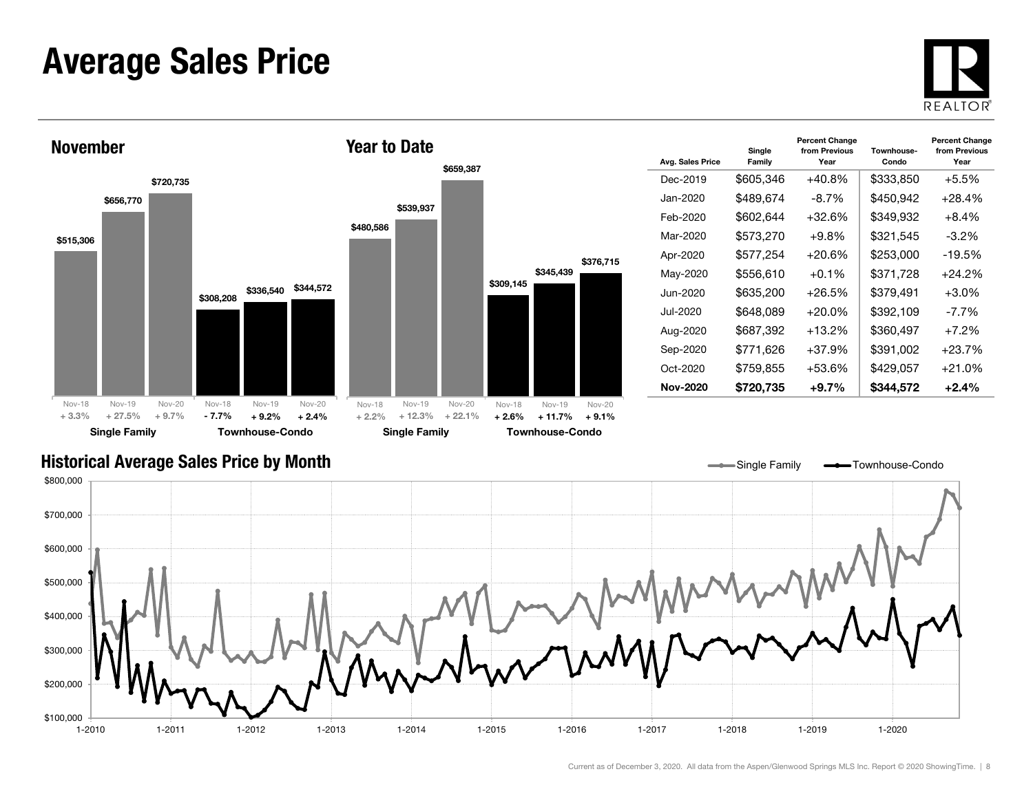# Average Sales Price

## November

| | Nov-18 | Nov-19 | Nov-20 |
|---|---|---|---|
| Single Family | $515,306 | $656,770 | $720,735 |
| | + 3.3% | + 27.5% | + 9.7% |
| Townhouse-Condo | $308,208 | $336,540 | $344,572 |
| | - 7.7% | + 9.2% | + 2.4% |

## Year to Date

| | Nov-18 | Nov-19 | Nov-20 |
|---|---|---|---|
| Single Family | $480,586 | $539,937 | $659,387 |
| | + 2.2% | + 12.3% | + 22.1% |
| Townhouse-Condo | $309,145 | $345,439 | $376,715 |
| | + 2.6% | + 11.7% | + 9.1% |

| Avg. Sales Price | Single Family | Percent Change from Previous Year | Townhouse-Condo | Percent Change from Previous Year |
|---|---|---|---|---|
| Dec-2019 | $605,346 | +40.8% | $333,850 | +5.5% |
| Jan-2020 | $489,674 | -8.7% | $450,942 | +28.4% |
| Feb-2020 | $602,644 | +32.6% | $349,932 | +8.4% |
| Mar-2020 | $573,270 | +9.8% | $321,545 | -3.2% |
| Apr-2020 | $577,254 | +20.6% | $253,000 | -19.5% |
| May-2020 | $556,610 | +0.1% | $371,728 | +24.2% |
| Jun-2020 | $635,200 | +26.5% | $379,491 | +3.0% |
| Jul-2020 | $648,089 | +20.0% | $392,109 | -7.7% |
| Aug-2020 | $687,392 | +13.2% | $360,497 | +7.2% |
| Sep-2020 | $771,626 | +37.9% | $391,002 | +23.7% |
| Oct-2020 | $759,855 | +53.6% | $429,057 | +21.0% |
| **Nov-2020** | **$720,735** | **+9.7%** | **$344,572** | **+2.4%** |

## Historical Average Sales Price by Month

Single Family / Townhouse-Condo

Current as of December 3, 2020. All data from the Aspen/Glenwood Springs MLS Inc. Report © 2020 ShowingTime.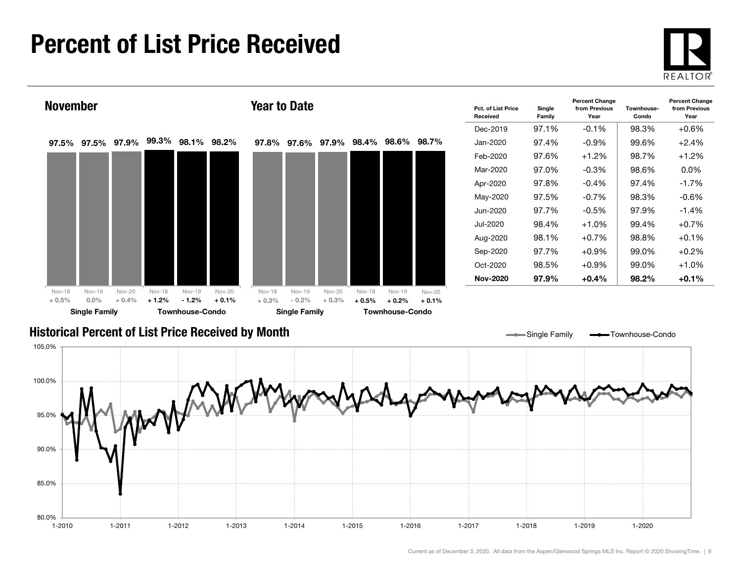# Percent of List Price Received

## November

| | Nov-18 | Nov-19 | Nov-20 |
|---|---|---|---|
| Single Family | 97.5% (+ 0.5%) | 97.5% (0.0%) | 97.9% (+ 0.4%) |
| Townhouse-Condo | 99.3% (+ 1.2%) | 98.1% (- 1.2%) | 98.2% (+ 0.1%) |

## Year to Date

| | Nov-18 | Nov-19 | Nov-20 |
|---|---|---|---|
| Single Family | 97.8% (+ 0.3%) | 97.6% (- 0.2%) | 97.9% (+ 0.3%) |
| Townhouse-Condo | 98.4% (+ 0.5%) | 98.6% (+ 0.2%) | 98.7% (+ 0.1%) |

| Pct. of List Price Received | Single Family | Percent Change from Previous Year | Townhouse-Condo | Percent Change from Previous Year |
|---|---|---|---|---|
| Dec-2019 | 97.1% | -0.1% | 98.3% | +0.6% |
| Jan-2020 | 97.4% | -0.9% | 99.6% | +2.4% |
| Feb-2020 | 97.6% | +1.2% | 98.7% | +1.2% |
| Mar-2020 | 97.0% | -0.3% | 98.6% | 0.0% |
| Apr-2020 | 97.8% | -0.4% | 97.4% | -1.7% |
| May-2020 | 97.5% | -0.7% | 98.3% | -0.6% |
| Jun-2020 | 97.7% | -0.5% | 97.9% | -1.4% |
| Jul-2020 | 98.4% | +1.0% | 99.4% | +0.7% |
| Aug-2020 | 98.1% | +0.7% | 98.8% | +0.1% |
| Sep-2020 | 97.7% | +0.9% | 99.0% | +0.2% |
| Oct-2020 | 98.5% | +0.9% | 99.0% | +1.0% |
| **Nov-2020** | **97.9%** | **+0.4%** | **98.2%** | **+0.1%** |

## Historical Percent of List Price Received by Month

Single Family — Townhouse-Condo

Current as of December 3, 2020. All data from the Aspen/Glenwood Springs MLS Inc. Report © 2020 ShowingTime.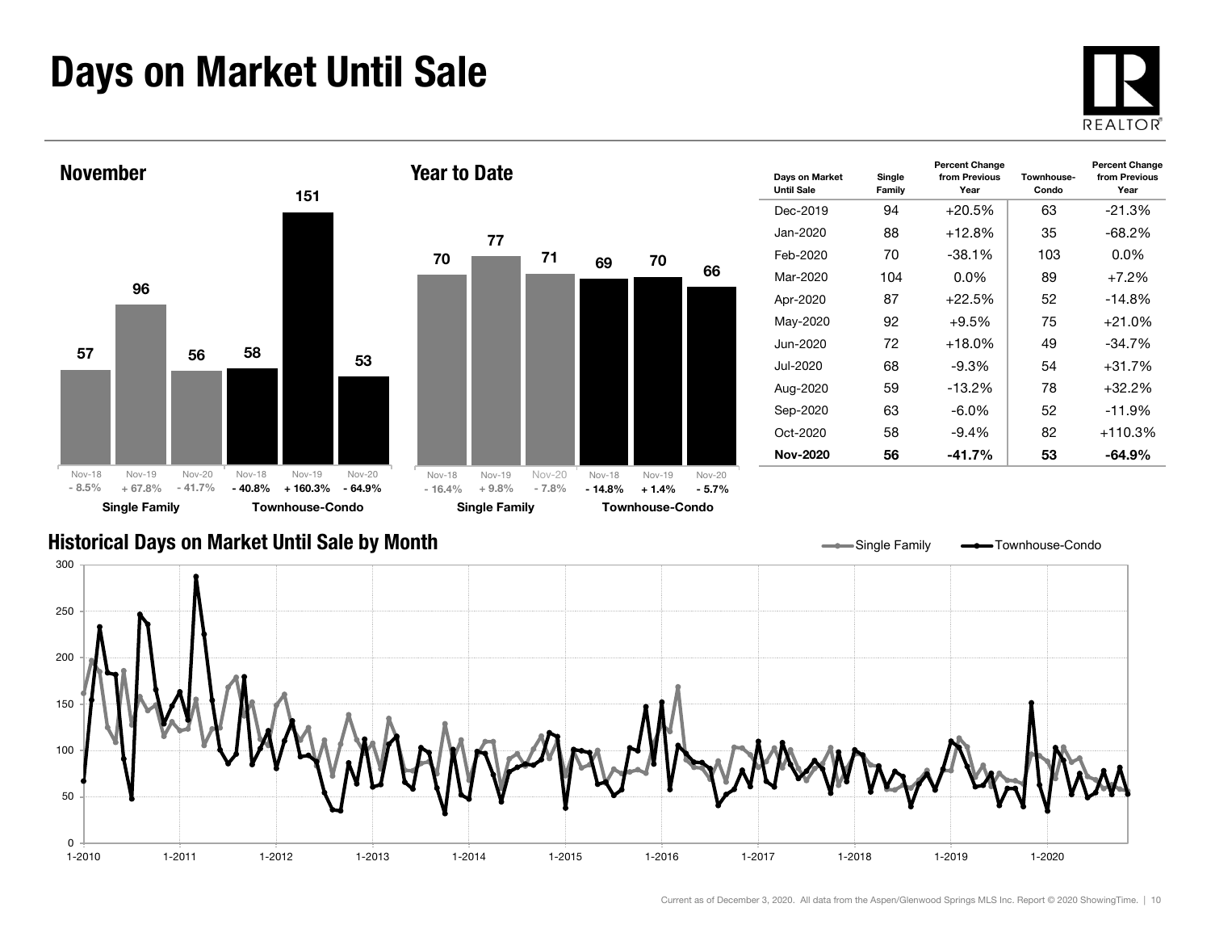# Days on Market Until Sale

## November

| | Nov-18 | Nov-19 | Nov-20 |
|---|---|---|---|
| Single Family | 57 | 96 | 56 |
| Percent Change | - 8.5% | + 67.8% | - 41.7% |
| Townhouse-Condo | 58 | 151 | 53 |
| Percent Change | - 40.8% | + 160.3% | - 64.9% |

## Year to Date

| | Nov-18 | Nov-19 | Nov-20 |
|---|---|---|---|
| Single Family | 70 | 77 | 71 |
| Percent Change | - 16.4% | + 9.8% | - 7.8% |
| Townhouse-Condo | 69 | 70 | 66 |
| Percent Change | - 14.8% | + 1.4% | - 5.7% |

| Days on Market Until Sale | Single Family | Percent Change from Previous Year | Townhouse-Condo | Percent Change from Previous Year |
|---|---|---|---|---|
| Dec-2019 | 94 | +20.5% | 63 | -21.3% |
| Jan-2020 | 88 | +12.8% | 35 | -68.2% |
| Feb-2020 | 70 | -38.1% | 103 | 0.0% |
| Mar-2020 | 104 | 0.0% | 89 | +7.2% |
| Apr-2020 | 87 | +22.5% | 52 | -14.8% |
| May-2020 | 92 | +9.5% | 75 | +21.0% |
| Jun-2020 | 72 | +18.0% | 49 | -34.7% |
| Jul-2020 | 68 | -9.3% | 54 | +31.7% |
| Aug-2020 | 59 | -13.2% | 78 | +32.2% |
| Sep-2020 | 63 | -6.0% | 52 | -11.9% |
| Oct-2020 | 58 | -9.4% | 82 | +110.3% |
| **Nov-2020** | **56** | **-41.7%** | **53** | **-64.9%** |

## Historical Days on Market Until Sale by Month

Legend: Single Family, Townhouse-Condo

Current as of December 3, 2020. All data from the Aspen/Glenwood Springs MLS Inc. Report © 2020 ShowingTime.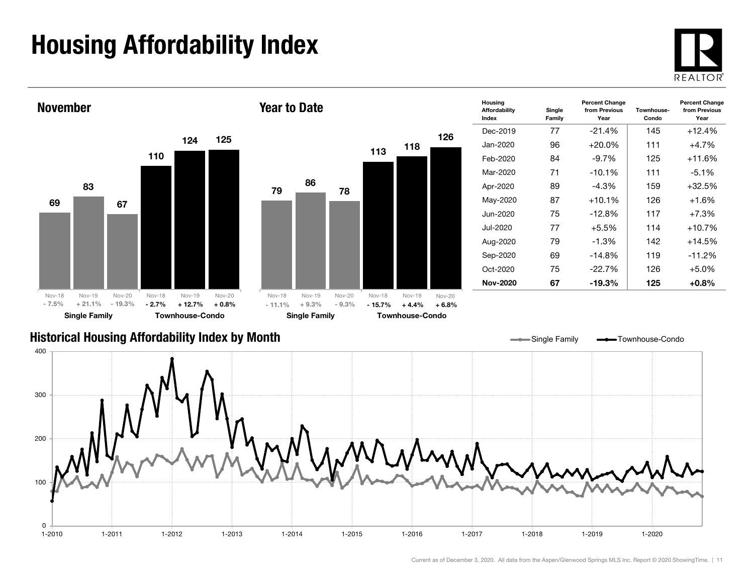# Housing Affordability Index

## November

| | Nov-18 | Nov-19 | Nov-20 |
|---|---|---|---|
| Single Family | 69 | 83 | 67 |
| Percent Change | - 7.5% | + 21.1% | - 19.3% |
| Townhouse-Condo | 110 | 124 | 125 |
| Percent Change | - 2.7% | + 12.7% | + 0.8% |

## Year to Date

| | Nov-18 | Nov-19 | Nov-20 |
|---|---|---|---|
| Single Family | 79 | 86 | 78 |
| Percent Change | - 11.1% | + 9.3% | - 9.3% |
| Townhouse-Condo | 113 | 118 | 126 |
| Percent Change | - 15.7% | + 4.4% | + 6.8% |

| Housing Affordability Index | Single Family | Percent Change from Previous Year | Townhouse-Condo | Percent Change from Previous Year |
|---|---|---|---|---|
| Dec-2019 | 77 | -21.4% | 145 | +12.4% |
| Jan-2020 | 96 | +20.0% | 111 | +4.7% |
| Feb-2020 | 84 | -9.7% | 125 | +11.6% |
| Mar-2020 | 71 | -10.1% | 111 | -5.1% |
| Apr-2020 | 89 | -4.3% | 159 | +32.5% |
| May-2020 | 87 | +10.1% | 126 | +1.6% |
| Jun-2020 | 75 | -12.8% | 117 | +7.3% |
| Jul-2020 | 77 | +5.5% | 114 | +10.7% |
| Aug-2020 | 79 | -1.3% | 142 | +14.5% |
| Sep-2020 | 69 | -14.8% | 119 | -11.2% |
| Oct-2020 | 75 | -22.7% | 126 | +5.0% |
| **Nov-2020** | **67** | **-19.3%** | **125** | **+0.8%** |

## Historical Housing Affordability Index by Month

Single Family — Townhouse-Condo

Current as of December 3, 2020. All data from the Aspen/Glenwood Springs MLS Inc. Report © 2020 ShowingTime.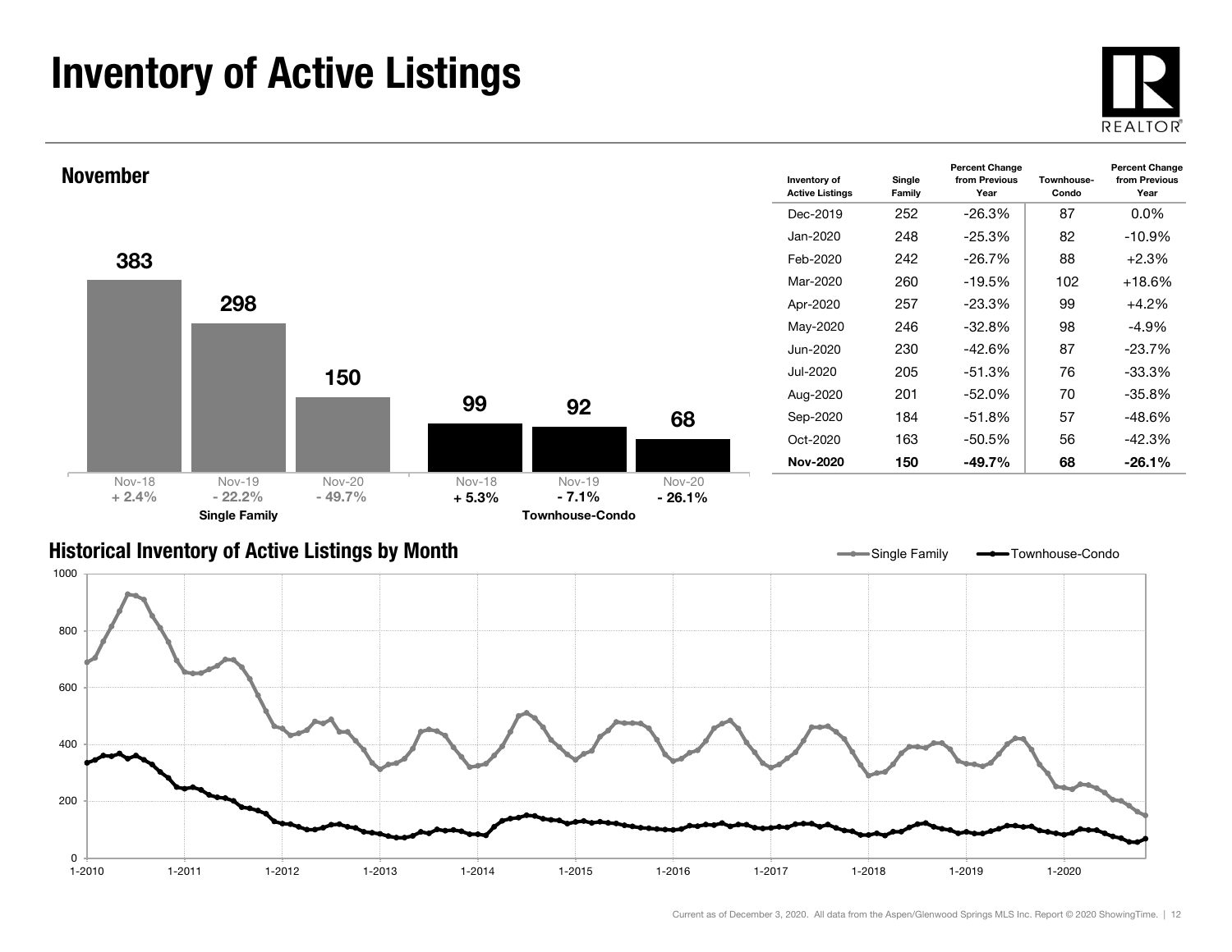# Inventory of Active Listings

## November

| | Nov-18 | Nov-19 | Nov-20 |
|---|---|---|---|
| Single Family | 383 | 298 | 150 |
| Percent Change | + 2.4% | - 22.2% | - 49.7% |
| Townhouse-Condo | 99 | 92 | 68 |
| Percent Change | + 5.3% | - 7.1% | - 26.1% |

| Inventory of Active Listings | Single Family | Percent Change from Previous Year | Townhouse-Condo | Percent Change from Previous Year |
|---|---|---|---|---|
| Dec-2019 | 252 | -26.3% | 87 | 0.0% |
| Jan-2020 | 248 | -25.3% | 82 | -10.9% |
| Feb-2020 | 242 | -26.7% | 88 | +2.3% |
| Mar-2020 | 260 | -19.5% | 102 | +18.6% |
| Apr-2020 | 257 | -23.3% | 99 | +4.2% |
| May-2020 | 246 | -32.8% | 98 | -4.9% |
| Jun-2020 | 230 | -42.6% | 87 | -23.7% |
| Jul-2020 | 205 | -51.3% | 76 | -33.3% |
| Aug-2020 | 201 | -52.0% | 70 | -35.8% |
| Sep-2020 | 184 | -51.8% | 57 | -48.6% |
| Oct-2020 | 163 | -50.5% | 56 | -42.3% |
| **Nov-2020** | **150** | **-49.7%** | **68** | **-26.1%** |

## Historical Inventory of Active Listings by Month

Current as of December 3, 2020. All data from the Aspen/Glenwood Springs MLS Inc. Report © 2020 ShowingTime.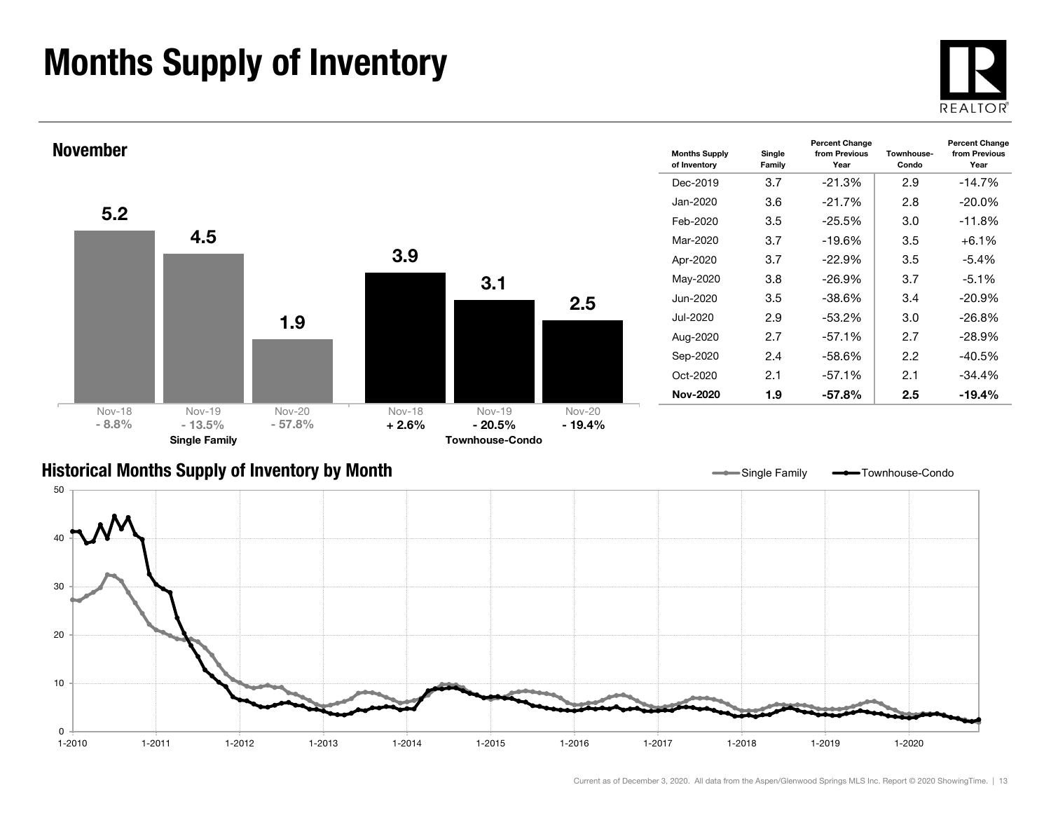# Months Supply of Inventory

## November

| | Nov-18 | Nov-19 | Nov-20 |
|---|---|---|---|
| **Single Family** | 5.2 | 4.5 | 1.9 |
| Percent Change | - 8.8% | - 13.5% | - 57.8% |
| **Townhouse-Condo** | 3.9 | 3.1 | 2.5 |
| Percent Change | + 2.6% | - 20.5% | - 19.4% |

| Months Supply of Inventory | Single Family | Percent Change from Previous Year | Townhouse-Condo | Percent Change from Previous Year |
|---|---|---|---|---|
| Dec-2019 | 3.7 | -21.3% | 2.9 | -14.7% |
| Jan-2020 | 3.6 | -21.7% | 2.8 | -20.0% |
| Feb-2020 | 3.5 | -25.5% | 3.0 | -11.8% |
| Mar-2020 | 3.7 | -19.6% | 3.5 | +6.1% |
| Apr-2020 | 3.7 | -22.9% | 3.5 | -5.4% |
| May-2020 | 3.8 | -26.9% | 3.7 | -5.1% |
| Jun-2020 | 3.5 | -38.6% | 3.4 | -20.9% |
| Jul-2020 | 2.9 | -53.2% | 3.0 | -26.8% |
| Aug-2020 | 2.7 | -57.1% | 2.7 | -28.9% |
| Sep-2020 | 2.4 | -58.6% | 2.2 | -40.5% |
| Oct-2020 | 2.1 | -57.1% | 2.1 | -34.4% |
| **Nov-2020** | **1.9** | **-57.8%** | **2.5** | **-19.4%** |

## Historical Months Supply of Inventory by Month

Single Family — Townhouse-Condo

Current as of December 3, 2020. All data from the Aspen/Glenwood Springs MLS Inc. Report © 2020 ShowingTime.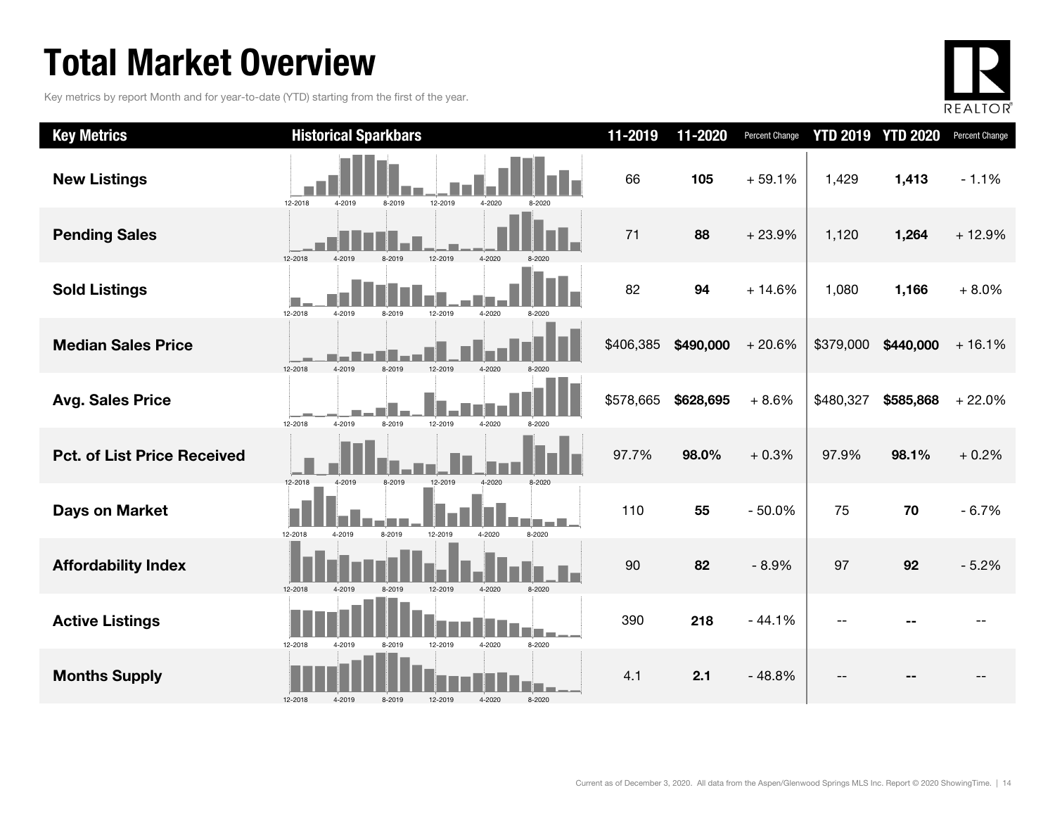# Total Market Overview

Key metrics by report Month and for year-to-date (YTD) starting from the first of the year.

| Key Metrics | Historical Sparkbars | 11-2019 | 11-2020 | Percent Change | YTD 2019 | YTD 2020 | Percent Change |
|---|---|---|---|---|---|---|---|
| New Listings | 12-2018 4-2019 8-2019 12-2019 4-2020 8-2020 | 66 | **105** | + 59.1% | 1,429 | **1,413** | - 1.1% |
| Pending Sales | 12-2018 4-2019 8-2019 12-2019 4-2020 8-2020 | 71 | **88** | + 23.9% | 1,120 | **1,264** | + 12.9% |
| Sold Listings | 12-2018 4-2019 8-2019 12-2019 4-2020 8-2020 | 82 | **94** | + 14.6% | 1,080 | **1,166** | + 8.0% |
| Median Sales Price | 12-2018 4-2019 8-2019 12-2019 4-2020 8-2020 | $406,385 | **$490,000** | + 20.6% | $379,000 | **$440,000** | + 16.1% |
| Avg. Sales Price | 12-2018 4-2019 8-2019 12-2019 4-2020 8-2020 | $578,665 | **$628,695** | + 8.6% | $480,327 | **$585,868** | + 22.0% |
| Pct. of List Price Received | 12-2018 4-2019 8-2019 12-2019 4-2020 8-2020 | 97.7% | **98.0%** | + 0.3% | 97.9% | **98.1%** | + 0.2% |
| Days on Market | 12-2018 4-2019 8-2019 12-2019 4-2020 8-2020 | 110 | **55** | - 50.0% | 75 | **70** | - 6.7% |
| Affordability Index | 12-2018 4-2019 8-2019 12-2019 4-2020 8-2020 | 90 | **82** | - 8.9% | 97 | **92** | - 5.2% |
| Active Listings | 12-2018 4-2019 8-2019 12-2019 4-2020 8-2020 | 390 | **218** | - 44.1% | -- | -- | -- |
| Months Supply | 12-2018 4-2019 8-2019 12-2019 4-2020 8-2020 | 4.1 | **2.1** | - 48.8% | -- | -- | -- |

Current as of December 3, 2020. All data from the Aspen/Glenwood Springs MLS Inc. Report © 2020 ShowingTime.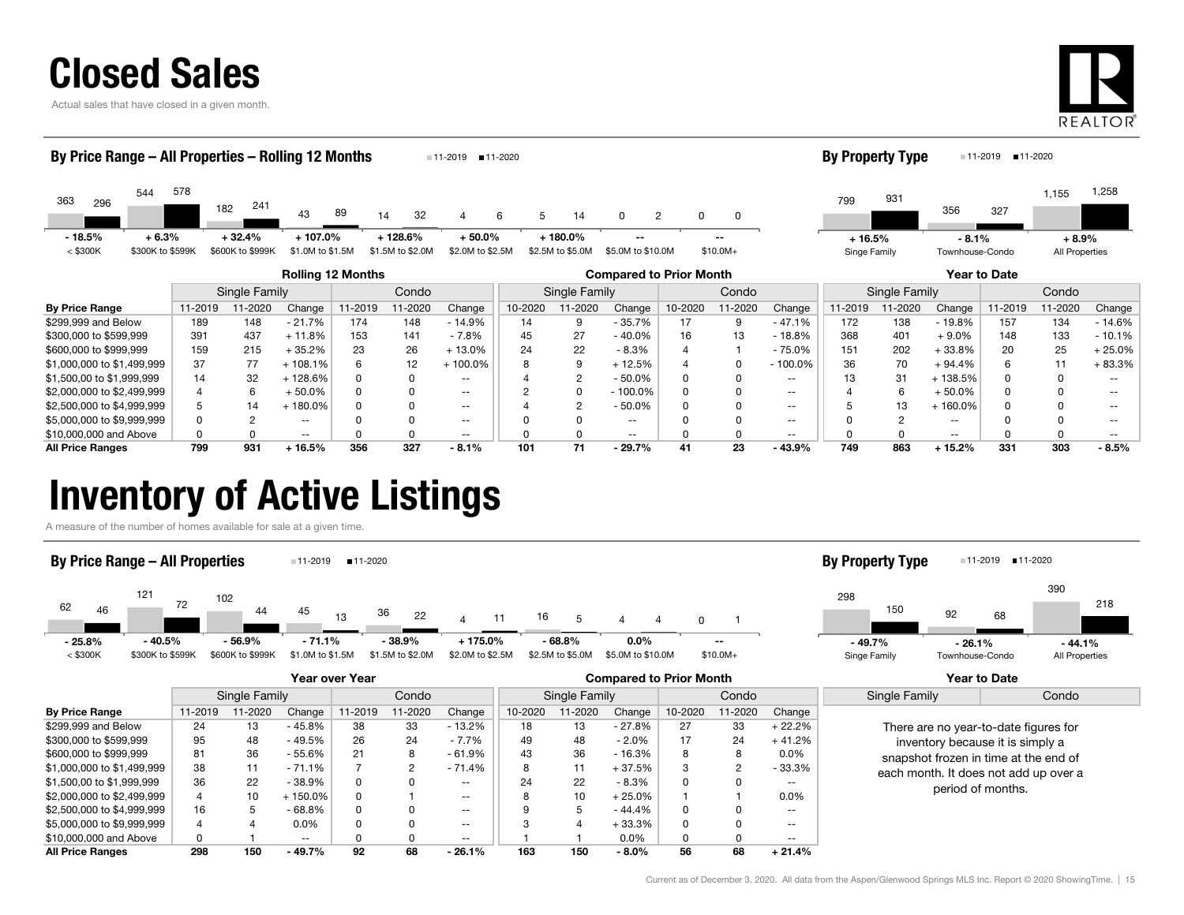# Closed Sales

Actual sales that have closed in a given month.

### By Price Range – All Properties – Rolling 12 Months

| | < $300K | $300K to $599K | $600K to $999K | $1.0M to $1.5M | $1.5M to $2.0M | $2.0M to $2.5M | $2.5M to $5.0M | $5.0M to $10.0M | $10.0M+ |
|---|---|---|---|---|---|---|---|---|---|
| 11-2019 | 363 | 544 | 182 | 43 | 14 | 4 | 5 | 0 | 0 |
| 11-2020 | 296 | 578 | 241 | 89 | 32 | 6 | 14 | 2 | 0 |
| Change | - 18.5% | + 6.3% | + 32.4% | + 107.0% | + 128.6% | + 50.0% | + 180.0% | -- | -- |

### By Property Type

| | Singe Family | Townhouse-Condo | All Properties |
|---|---|---|---|
| 11-2019 | 799 | 356 | 1,155 |
| 11-2020 | 931 | 327 | 1,258 |
| Change | + 16.5% | - 8.1% | + 8.9% |

| | Rolling 12 Months | | | | | | Compared to Prior Month | | | | | | Year to Date | | | | | |
|---|---|---|---|---|---|---|---|---|---|---|---|---|---|---|---|---|---|---|
| | Single Family | | | Condo | | | Single Family | | | Condo | | | Single Family | | | Condo | | |
| **By Price Range** | 11-2019 | 11-2020 | Change | 11-2019 | 11-2020 | Change | 10-2020 | 11-2020 | Change | 10-2020 | 11-2020 | Change | 11-2019 | 11-2020 | Change | 11-2019 | 11-2020 | Change |
| $299,999 and Below | 189 | 148 | - 21.7% | 174 | 148 | - 14.9% | 14 | 9 | - 35.7% | 17 | 9 | - 47.1% | 172 | 138 | - 19.8% | 157 | 134 | - 14.6% |
| $300,000 to $599,999 | 391 | 437 | + 11.8% | 153 | 141 | - 7.8% | 45 | 27 | - 40.0% | 16 | 13 | - 18.8% | 368 | 401 | + 9.0% | 148 | 133 | - 10.1% |
| $600,000 to $999,999 | 159 | 215 | + 35.2% | 23 | 26 | + 13.0% | 24 | 22 | - 8.3% | 4 | 1 | - 75.0% | 151 | 202 | + 33.8% | 20 | 25 | + 25.0% |
| $1,000,000 to $1,499,999 | 37 | 77 | + 108.1% | 6 | 12 | + 100.0% | 8 | 9 | + 12.5% | 4 | 0 | - 100.0% | 36 | 70 | + 94.4% | 6 | 11 | + 83.3% |
| $1,500,00 to $1,999,999 | 14 | 32 | + 128.6% | 0 | 0 | -- | 4 | 2 | - 50.0% | 0 | 0 | -- | 13 | 31 | + 138.5% | 0 | 0 | -- |
| $2,000,000 to $2,499,999 | 4 | 6 | + 50.0% | 0 | 0 | -- | 2 | 0 | - 100.0% | 0 | 0 | -- | 4 | 6 | + 50.0% | 0 | 0 | -- |
| $2,500,000 to $4,999,999 | 5 | 14 | + 180.0% | 0 | 0 | -- | 4 | 2 | - 50.0% | 0 | 0 | -- | 5 | 13 | + 160.0% | 0 | 0 | -- |
| $5,000,000 to $9,999,999 | 0 | 2 | -- | 0 | 0 | -- | 0 | 0 | -- | 0 | 0 | -- | 0 | 2 | -- | 0 | 0 | -- |
| $10,000,000 and Above | 0 | 0 | -- | 0 | 0 | -- | 0 | 0 | -- | 0 | 0 | -- | 0 | 0 | -- | 0 | 0 | -- |
| **All Price Ranges** | **799** | **931** | **+ 16.5%** | **356** | **327** | **- 8.1%** | **101** | **71** | **- 29.7%** | **41** | **23** | **- 43.9%** | **749** | **863** | **+ 15.2%** | **331** | **303** | **- 8.5%** |

# Inventory of Active Listings

A measure of the number of homes available for sale at a given time.

### By Price Range – All Properties

| | < $300K | $300K to $599K | $600K to $999K | $1.0M to $1.5M | $1.5M to $2.0M | $2.0M to $2.5M | $2.5M to $5.0M | $5.0M to $10.0M | $10.0M+ |
|---|---|---|---|---|---|---|---|---|---|
| 11-2019 | 62 | 121 | 102 | 45 | 36 | 4 | 16 | 4 | 0 |
| 11-2020 | 46 | 72 | 44 | 13 | 22 | 11 | 5 | 4 | 1 |
| Change | - 25.8% | - 40.5% | - 56.9% | - 71.1% | - 38.9% | + 175.0% | - 68.8% | 0.0% | -- |

### By Property Type

| | Singe Family | Townhouse-Condo | All Properties |
|---|---|---|---|
| 11-2019 | 298 | 92 | 390 |
| 11-2020 | 150 | 68 | 218 |
| Change | - 49.7% | - 26.1% | - 44.1% |

| | Year over Year | | | | | | Compared to Prior Month | | | | | |
|---|---|---|---|---|---|---|---|---|---|---|---|---|
| | Single Family | | | Condo | | | Single Family | | | Condo | | |
| **By Price Range** | 11-2019 | 11-2020 | Change | 11-2019 | 11-2020 | Change | 10-2020 | 11-2020 | Change | 10-2020 | 11-2020 | Change |
| $299,999 and Below | 24 | 13 | - 45.8% | 38 | 33 | - 13.2% | 18 | 13 | - 27.8% | 27 | 33 | + 22.2% |
| $300,000 to $599,999 | 95 | 48 | - 49.5% | 26 | 24 | - 7.7% | 49 | 48 | - 2.0% | 17 | 24 | + 41.2% |
| $600,000 to $999,999 | 81 | 36 | - 55.6% | 21 | 8 | - 61.9% | 43 | 36 | - 16.3% | 8 | 8 | 0.0% |
| $1,000,000 to $1,499,999 | 38 | 11 | - 71.1% | 7 | 2 | - 71.4% | 8 | 11 | + 37.5% | 3 | 2 | - 33.3% |
| $1,500,000 to $1,999,999 | 36 | 22 | - 38.9% | 0 | 0 | -- | 24 | 22 | - 8.3% | 0 | 0 | -- |
| $2,000,000 to $2,499,999 | 4 | 10 | + 150.0% | 0 | 1 | -- | 8 | 10 | + 25.0% | 1 | 1 | 0.0% |
| $2,500,000 to $4,999,999 | 16 | 5 | - 68.8% | 0 | 0 | -- | 9 | 5 | - 44.4% | 0 | 0 | -- |
| $5,000,000 to $9,999,999 | 4 | 4 | 0.0% | 0 | 0 | -- | 3 | 4 | + 33.3% | 0 | 0 | -- |
| $10,000,000 and Above | 0 | 1 | -- | 0 | 0 | -- | 1 | 1 | 0.0% | 0 | 0 | -- |
| **All Price Ranges** | **298** | **150** | **- 49.7%** | **92** | **68** | **- 26.1%** | **163** | **150** | **- 8.0%** | **56** | **68** | **+ 21.4%** |

### Year to Date

| Single Family | Condo |
|---|---|

There are no year-to-date figures for inventory because it is simply a snapshot frozen in time at the end of each month. It does not add up over a period of months.

Current as of December 3, 2020. All data from the Aspen/Glenwood Springs MLS Inc. Report © 2020 ShowingTime.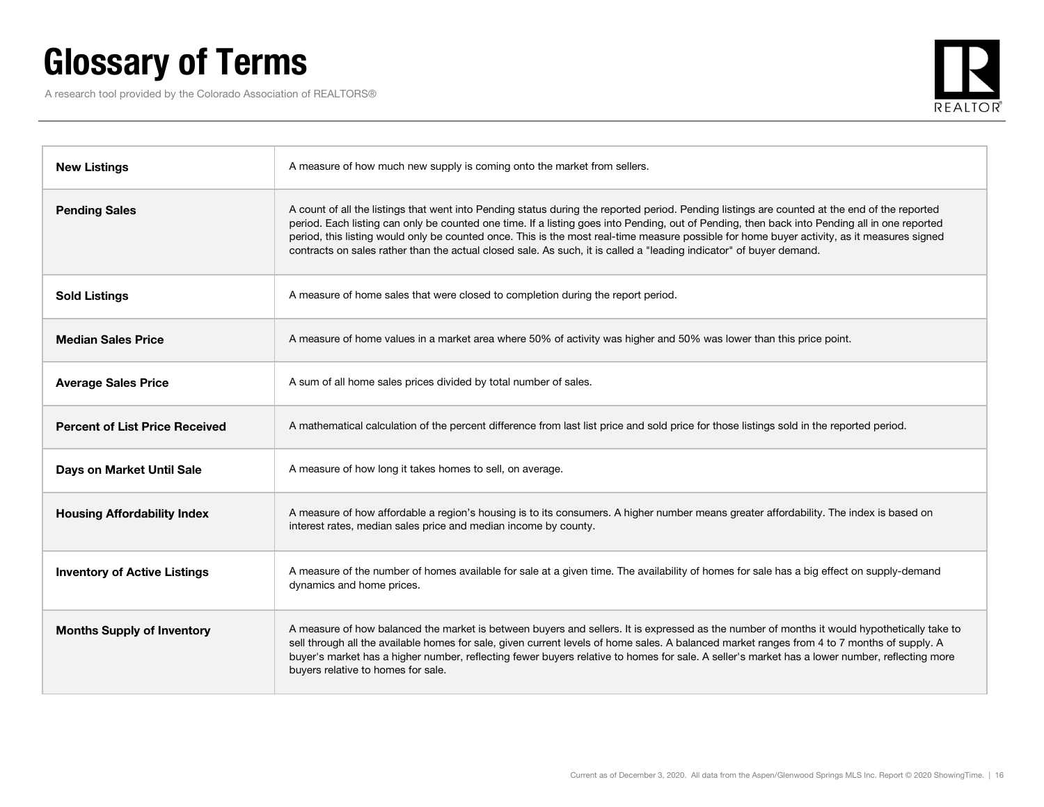# Glossary of Terms

A research tool provided by the Colorado Association of REALTORS®

| | |
|---|---|
| **New Listings** | A measure of how much new supply is coming onto the market from sellers. |
| **Pending Sales** | A count of all the listings that went into Pending status during the reported period. Pending listings are counted at the end of the reported period. Each listing can only be counted one time. If a listing goes into Pending, out of Pending, then back into Pending all in one reported period, this listing would only be counted once. This is the most real-time measure possible for home buyer activity, as it measures signed contracts on sales rather than the actual closed sale. As such, it is called a "leading indicator" of buyer demand. |
| **Sold Listings** | A measure of home sales that were closed to completion during the report period. |
| **Median Sales Price** | A measure of home values in a market area where 50% of activity was higher and 50% was lower than this price point. |
| **Average Sales Price** | A sum of all home sales prices divided by total number of sales. |
| **Percent of List Price Received** | A mathematical calculation of the percent difference from last list price and sold price for those listings sold in the reported period. |
| **Days on Market Until Sale** | A measure of how long it takes homes to sell, on average. |
| **Housing Affordability Index** | A measure of how affordable a region's housing is to its consumers. A higher number means greater affordability. The index is based on interest rates, median sales price and median income by county. |
| **Inventory of Active Listings** | A measure of the number of homes available for sale at a given time. The availability of homes for sale has a big effect on supply-demand dynamics and home prices. |
| **Months Supply of Inventory** | A measure of how balanced the market is between buyers and sellers. It is expressed as the number of months it would hypothetically take to sell through all the available homes for sale, given current levels of home sales. A balanced market ranges from 4 to 7 months of supply. A buyer's market has a higher number, reflecting fewer buyers relative to homes for sale. A seller's market has a lower number, reflecting more buyers relative to homes for sale. |

Current as of December 3, 2020. All data from the Aspen/Glenwood Springs MLS Inc. Report © 2020 ShowingTime.